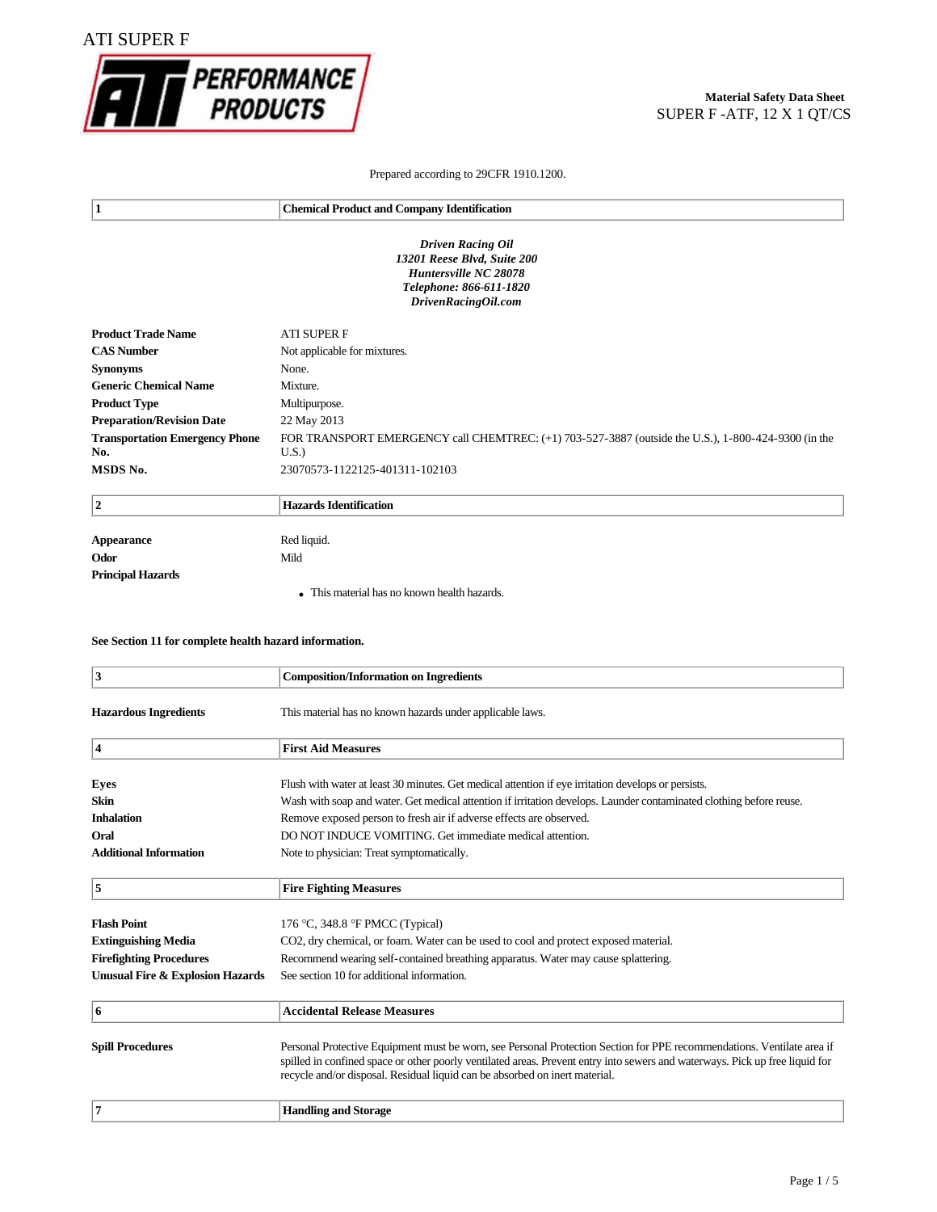ATI SUPER F

**ATI PERFORMANCE PRODUCTS**

**Material Safety Data Sheet**
SUPER F -ATF, 12 X 1 QT/CS

Prepared according to 29CFR 1910.1200.

| 1 | **Chemical Product and Company Identification** |
|---|---|

***Driven Racing Oil***
***13201 Reese Blvd, Suite 200***
***Huntersville NC 28078***
***Telephone: 866-611-1820***
***DrivenRacingOil.com***

| | |
|---|---|
| **Product Trade Name** | ATI SUPER F |
| **CAS Number** | Not applicable for mixtures. |
| **Synonyms** | None. |
| **Generic Chemical Name** | Mixture. |
| **Product Type** | Multipurpose. |
| **Preparation/Revision Date** | 22 May 2013 |
| **Transportation Emergency Phone No.** | FOR TRANSPORT EMERGENCY call CHEMTREC: (+1) 703-527-3887 (outside the U.S.), 1-800-424-9300 (in the U.S.) |
| **MSDS No.** | 23070573-1122125-401311-102103 |

| 2 | **Hazards Identification** |
|---|---|

| | |
|---|---|
| **Appearance** | Red liquid. |
| **Odor** | Mild |
| **Principal Hazards** | |

- This material has no known health hazards.

**See Section 11 for complete health hazard information.**

| 3 | **Composition/Information on Ingredients** |
|---|---|

| | |
|---|---|
| **Hazardous Ingredients** | This material has no known hazards under applicable laws. |

| 4 | **First Aid Measures** |
|---|---|

| | |
|---|---|
| **Eyes** | Flush with water at least 30 minutes. Get medical attention if eye irritation develops or persists. |
| **Skin** | Wash with soap and water. Get medical attention if irritation develops. Launder contaminated clothing before reuse. |
| **Inhalation** | Remove exposed person to fresh air if adverse effects are observed. |
| **Oral** | DO NOT INDUCE VOMITING. Get immediate medical attention. |
| **Additional Information** | Note to physician: Treat symptomatically. |

| 5 | **Fire Fighting Measures** |
|---|---|

| | |
|---|---|
| **Flash Point** | 176 °C, 348.8 °F PMCC (Typical) |
| **Extinguishing Media** | $CO_2$, dry chemical, or foam. Water can be used to cool and protect exposed material. |
| **Firefighting Procedures** | Recommend wearing self-contained breathing apparatus. Water may cause splattering. |
| **Unusual Fire & Explosion Hazards** | See section 10 for additional information. |

| 6 | **Accidental Release Measures** |
|---|---|

| | |
|---|---|
| **Spill Procedures** | Personal Protective Equipment must be worn, see Personal Protection Section for PPE recommendations. Ventilate area if spilled in confined space or other poorly ventilated areas. Prevent entry into sewers and waterways. Pick up free liquid for recycle and/or disposal. Residual liquid can be absorbed on inert material. |

| 7 | **Handling and Storage** |
|---|---|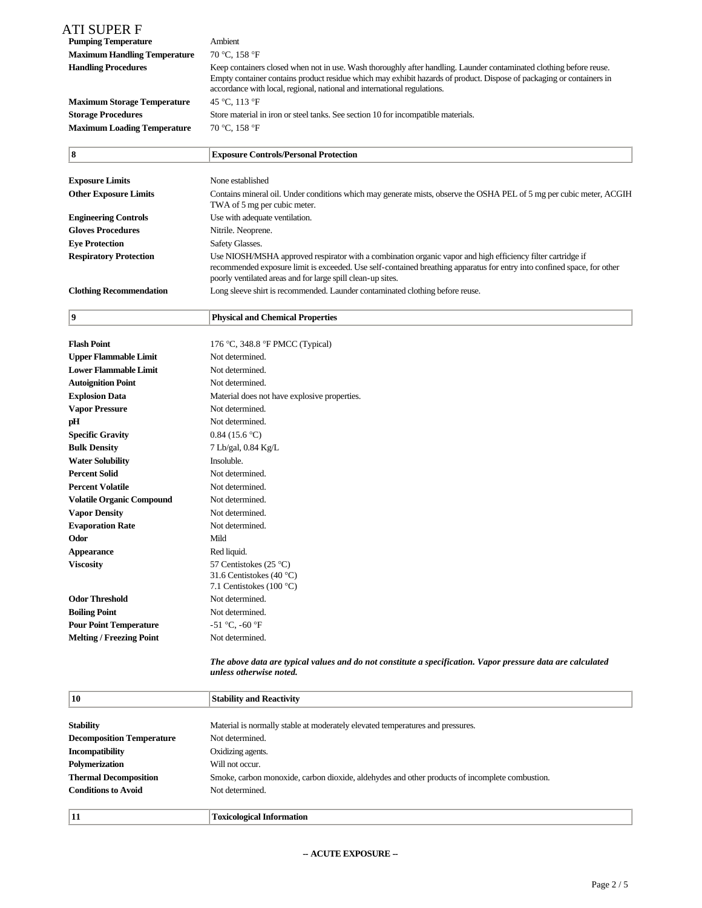ATI SUPER F

| | |
|---|---|
| **Pumping Temperature** | Ambient |
| **Maximum Handling Temperature** | 70 °C, 158 °F |
| **Handling Procedures** | Keep containers closed when not in use. Wash thoroughly after handling. Launder contaminated clothing before reuse. Empty container contains product residue which may exhibit hazards of product. Dispose of packaging or containers in accordance with local, regional, national and international regulations. |
| **Maximum Storage Temperature** | 45 °C, 113 °F |
| **Storage Procedures** | Store material in iron or steel tanks. See section 10 for incompatible materials. |
| **Maximum Loading Temperature** | 70 °C, 158 °F |

## 8 Exposure Controls/Personal Protection

| | |
|---|---|
| **Exposure Limits** | None established |
| **Other Exposure Limits** | Contains mineral oil. Under conditions which may generate mists, observe the OSHA PEL of 5 mg per cubic meter, ACGIH TWA of 5 mg per cubic meter. |
| **Engineering Controls** | Use with adequate ventilation. |
| **Gloves Procedures** | Nitrile. Neoprene. |
| **Eye Protection** | Safety Glasses. |
| **Respiratory Protection** | Use NIOSH/MSHA approved respirator with a combination organic vapor and high efficiency filter cartridge if recommended exposure limit is exceeded. Use self-contained breathing apparatus for entry into confined space, for other poorly ventilated areas and for large spill clean-up sites. |
| **Clothing Recommendation** | Long sleeve shirt is recommended. Launder contaminated clothing before reuse. |

## 9 Physical and Chemical Properties

| | |
|---|---|
| **Flash Point** | 176 °C, 348.8 °F PMCC (Typical) |
| **Upper Flammable Limit** | Not determined. |
| **Lower Flammable Limit** | Not determined. |
| **Autoignition Point** | Not determined. |
| **Explosion Data** | Material does not have explosive properties. |
| **Vapor Pressure** | Not determined. |
| **pH** | Not determined. |
| **Specific Gravity** | 0.84 (15.6 °C) |
| **Bulk Density** | 7 Lb/gal, 0.84 Kg/L |
| **Water Solubility** | Insoluble. |
| **Percent Solid** | Not determined. |
| **Percent Volatile** | Not determined. |
| **Volatile Organic Compound** | Not determined. |
| **Vapor Density** | Not determined. |
| **Evaporation Rate** | Not determined. |
| **Odor** | Mild |
| **Appearance** | Red liquid. |
| **Viscosity** | 57 Centistokes (25 °C)<br>31.6 Centistokes (40 °C)<br>7.1 Centistokes (100 °C) |
| **Odor Threshold** | Not determined. |
| **Boiling Point** | Not determined. |
| **Pour Point Temperature** | -51 °C, -60 °F |
| **Melting / Freezing Point** | Not determined. |

***The above data are typical values and do not constitute a specification. Vapor pressure data are calculated unless otherwise noted.***

## 10 Stability and Reactivity

| | |
|---|---|
| **Stability** | Material is normally stable at moderately elevated temperatures and pressures. |
| **Decomposition Temperature** | Not determined. |
| **Incompatibility** | Oxidizing agents. |
| **Polymerization** | Will not occur. |
| **Thermal Decomposition** | Smoke, carbon monoxide, carbon dioxide, aldehydes and other products of incomplete combustion. |
| **Conditions to Avoid** | Not determined. |

## 11 Toxicological Information

**-- ACUTE EXPOSURE --**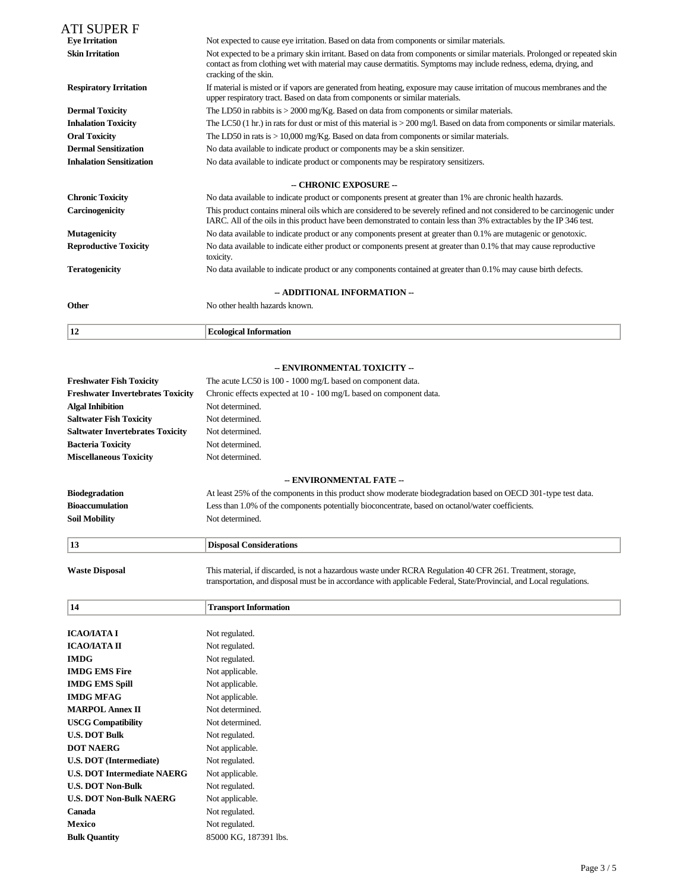| | |
|---|---|
| **Eye Irritation** | Not expected to cause eye irritation. Based on data from components or similar materials. |
| **Skin Irritation** | Not expected to be a primary skin irritant. Based on data from components or similar materials. Prolonged or repeated skin contact as from clothing wet with material may cause dermatitis. Symptoms may include redness, edema, drying, and cracking of the skin. |
| **Respiratory Irritation** | If material is misted or if vapors are generated from heating, exposure may cause irritation of mucous membranes and the upper respiratory tract. Based on data from components or similar materials. |
| **Dermal Toxicity** | The LD50 in rabbits is > 2000 mg/Kg. Based on data from components or similar materials. |
| **Inhalation Toxicity** | The LC50 (1 hr.) in rats for dust or mist of this material is > 200 mg/l. Based on data from components or similar materials. |
| **Oral Toxicity** | The LD50 in rats is > 10,000 mg/Kg. Based on data from components or similar materials. |
| **Dermal Sensitization** | No data available to indicate product or components may be a skin sensitizer. |
| **Inhalation Sensitization** | No data available to indicate product or components may be respiratory sensitizers. |

**-- CHRONIC EXPOSURE --**

| | |
|---|---|
| **Chronic Toxicity** | No data available to indicate product or components present at greater than 1% are chronic health hazards. |
| **Carcinogenicity** | This product contains mineral oils which are considered to be severely refined and not considered to be carcinogenic under IARC. All of the oils in this product have been demonstrated to contain less than 3% extractables by the IP 346 test. |
| **Mutagenicity** | No data available to indicate product or any components present at greater than 0.1% are mutagenic or genotoxic. |
| **Reproductive Toxicity** | No data available to indicate either product or components present at greater than 0.1% that may cause reproductive toxicity. |
| **Teratogenicity** | No data available to indicate product or any components contained at greater than 0.1% may cause birth defects. |

**-- ADDITIONAL INFORMATION --**

| | |
|---|---|
| **Other** | No other health hazards known. |

## 12 Ecological Information

**-- ENVIRONMENTAL TOXICITY --**

| | |
|---|---|
| **Freshwater Fish Toxicity** | The acute LC50 is 100 - 1000 mg/L based on component data. |
| **Freshwater Invertebrates Toxicity** | Chronic effects expected at 10 - 100 mg/L based on component data. |
| **Algal Inhibition** | Not determined. |
| **Saltwater Fish Toxicity** | Not determined. |
| **Saltwater Invertebrates Toxicity** | Not determined. |
| **Bacteria Toxicity** | Not determined. |
| **Miscellaneous Toxicity** | Not determined. |

**-- ENVIRONMENTAL FATE --**

| | |
|---|---|
| **Biodegradation** | At least 25% of the components in this product show moderate biodegradation based on OECD 301-type test data. |
| **Bioaccumulation** | Less than 1.0% of the components potentially bioconcentrate, based on octanol/water coefficients. |
| **Soil Mobility** | Not determined. |

## 13 Disposal Considerations

| | |
|---|---|
| **Waste Disposal** | This material, if discarded, is not a hazardous waste under RCRA Regulation 40 CFR 261. Treatment, storage, transportation, and disposal must be in accordance with applicable Federal, State/Provincial, and Local regulations. |

## 14 Transport Information

| | |
|---|---|
| **ICAO/IATA I** | Not regulated. |
| **ICAO/IATA II** | Not regulated. |
| **IMDG** | Not regulated. |
| **IMDG EMS Fire** | Not applicable. |
| **IMDG EMS Spill** | Not applicable. |
| **IMDG MFAG** | Not applicable. |
| **MARPOL Annex II** | Not determined. |
| **USCG Compatibility** | Not determined. |
| **U.S. DOT Bulk** | Not regulated. |
| **DOT NAERG** | Not applicable. |
| **U.S. DOT (Intermediate)** | Not regulated. |
| **U.S. DOT Intermediate NAERG** | Not applicable. |
| **U.S. DOT Non-Bulk** | Not regulated. |
| **U.S. DOT Non-Bulk NAERG** | Not applicable. |
| **Canada** | Not regulated. |
| **Mexico** | Not regulated. |
| **Bulk Quantity** | 85000 KG, 187391 lbs. |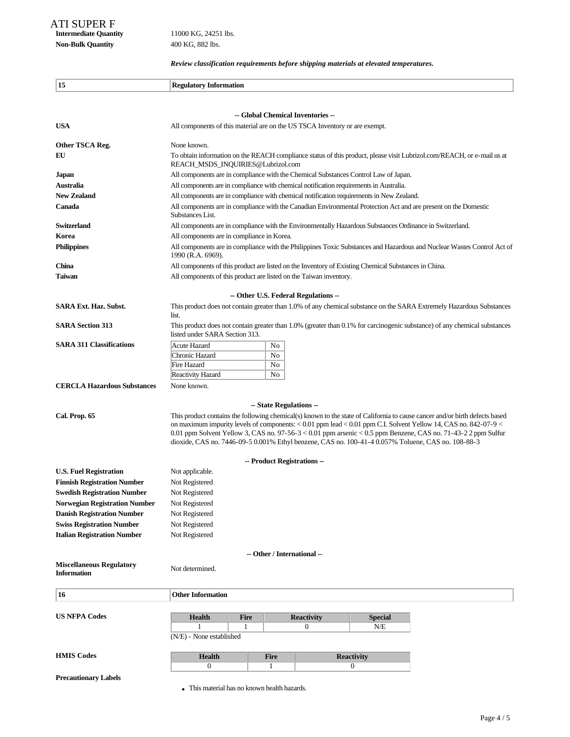ATI SUPER F

| | |
|---|---|
| **Intermediate Quantity** | 11000 KG, 24251 lbs. |
| **Non-Bulk Quantity** | 400 KG, 882 lbs. |

***Review classification requirements before shipping materials at elevated temperatures.***

## 15 Regulatory Information

**-- Global Chemical Inventories --**

| | |
|---|---|
| **USA** | All components of this material are on the US TSCA Inventory or are exempt. |
| **Other TSCA Reg.** | None known. |
| **EU** | To obtain information on the REACH compliance status of this product, please visit Lubrizol.com/REACH, or e-mail us at REACH_MSDS_INQUIRIES@Lubrizol.com |
| **Japan** | All components are in compliance with the Chemical Substances Control Law of Japan. |
| **Australia** | All components are in compliance with chemical notification requirements in Australia. |
| **New Zealand** | All components are in compliance with chemical notification requirements in New Zealand. |
| **Canada** | All components are in compliance with the Canadian Environmental Protection Act and are present on the Domestic Substances List. |
| **Switzerland** | All components are in compliance with the Environmentally Hazardous Substances Ordinance in Switzerland. |
| **Korea** | All components are in compliance in Korea. |
| **Philippines** | All components are in compliance with the Philippines Toxic Substances and Hazardous and Nuclear Wastes Control Act of 1990 (R.A. 6969). |
| **China** | All components of this product are listed on the Inventory of Existing Chemical Substances in China. |
| **Taiwan** | All components of this product are listed on the Taiwan inventory. |

**-- Other U.S. Federal Regulations --**

**SARA Ext. Haz. Subst.** This product does not contain greater than 1.0% of any chemical substance on the SARA Extremely Hazardous Substances list.

**SARA Section 313** This product does not contain greater than 1.0% (greater than 0.1% for carcinogenic substance) of any chemical substances listed under SARA Section 313.

**SARA 311 Classifications**

| Hazard | |
|---|---|
| Acute Hazard | No |
| Chronic Hazard | No |
| Fire Hazard | No |
| Reactivity Hazard | No |

**CERCLA Hazardous Substances** None known.

**-- State Regulations --**

**Cal. Prop. 65** This product contains the following chemical(s) known to the state of California to cause cancer and/or birth defects based on maximum impurity levels of components: < 0.01 ppm lead < 0.01 ppm C.I. Solvent Yellow 14, CAS no. 842-07-9 < 0.01 ppm Solvent Yellow 3, CAS no. 97-56-3 < 0.01 ppm arsenic < 0.5 ppm Benzene, CAS no. 71-43-2 2 ppm Sulfur dioxide, CAS no. 7446-09-5 0.001% Ethyl benzene, CAS no. 100-41-4 0.057% Toluene, CAS no. 108-88-3

**-- Product Registrations --**

| | |
|---|---|
| **U.S. Fuel Registration** | Not applicable. |
| **Finnish Registration Number** | Not Registered |
| **Swedish Registration Number** | Not Registered |
| **Norwegian Registration Number** | Not Registered |
| **Danish Registration Number** | Not Registered |
| **Swiss Registration Number** | Not Registered |
| **Italian Registration Number** | Not Registered |

**-- Other / International --**

**Miscellaneous Regulatory Information** Not determined.

## 16 Other Information

**US NFPA Codes**

| Health | Fire | Reactivity | Special |
|---|---|---|---|
| 1 | 1 | 0 | N/E |

(N/E) - None established

**HMIS Codes**

| Health | Fire | Reactivity |
|---|---|---|
| 0 | 1 | 0 |

**Precautionary Labels**

- This material has no known health hazards.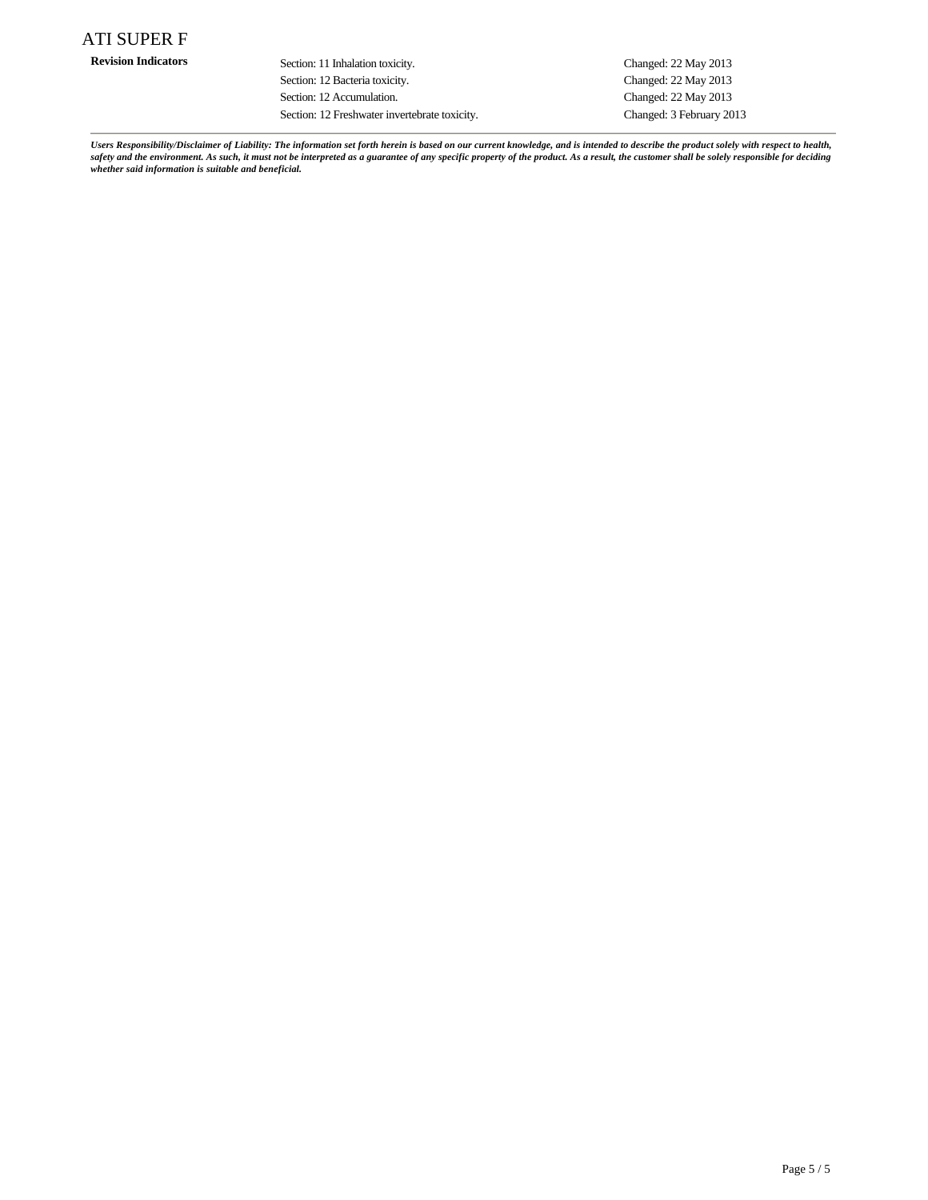| | | |
|---|---|---|
| **Revision Indicators** | Section: 11 Inhalation toxicity. | Changed: 22 May 2013 |
| | Section: 12 Bacteria toxicity. | Changed: 22 May 2013 |
| | Section: 12 Accumulation. | Changed: 22 May 2013 |
| | Section: 12 Freshwater invertebrate toxicity. | Changed: 3 February 2013 |

***Users Responsibility/Disclaimer of Liability: The information set forth herein is based on our current knowledge, and is intended to describe the product solely with respect to health, safety and the environment. As such, it must not be interpreted as a guarantee of any specific property of the product. As a result, the customer shall be solely responsible for deciding whether said information is suitable and beneficial.***